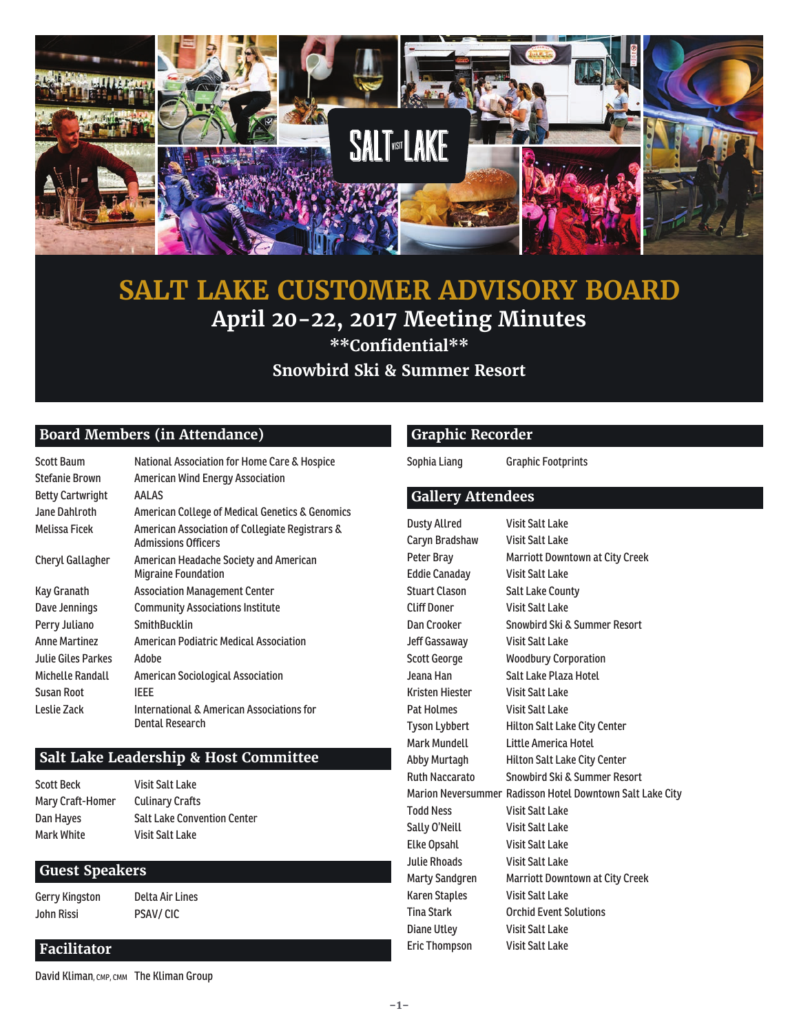# SALT LAKE CUSTOMER ADVISORY BOARD

## April 20-22, 2017 Meeting Minutes

**\*\*Confidential\*\***

**Snowbird Ski & Summer Resort**

## Board Members (in Attendance)

| | |
|---|---|
| Scott Baum | National Association for Home Care & Hospice |
| Stefanie Brown | American Wind Energy Association |
| Betty Cartwright | AALAS |
| Jane Dahlroth | American College of Medical Genetics & Genomics |
| Melissa Ficek | American Association of Collegiate Registrars & Admissions Officers |
| Cheryl Gallagher | American Headache Society and American Migraine Foundation |
| Kay Granath | Association Management Center |
| Dave Jennings | Community Associations Institute |
| Perry Juliano | SmithBucklin |
| Anne Martinez | American Podiatric Medical Association |
| Julie Giles Parkes | Adobe |
| Michelle Randall | American Sociological Association |
| Susan Root | IEEE |
| Leslie Zack | International & American Associations for Dental Research |

## Salt Lake Leadership & Host Committee

| | |
|---|---|
| Scott Beck | Visit Salt Lake |
| Mary Craft-Homer | Culinary Crafts |
| Dan Hayes | Salt Lake Convention Center |
| Mark White | Visit Salt Lake |

## Guest Speakers

| | |
|---|---|
| Gerry Kingston | Delta Air Lines |
| John Rissi | PSAV/ CIC |

## Facilitator

David Kliman, CMP, CMM — The Kliman Group

## Graphic Recorder

| | |
|---|---|
| Sophia Liang | Graphic Footprints |

## Gallery Attendees

| | |
|---|---|
| Dusty Allred | Visit Salt Lake |
| Caryn Bradshaw | Visit Salt Lake |
| Peter Bray | Marriott Downtown at City Creek |
| Eddie Canaday | Visit Salt Lake |
| Stuart Clason | Salt Lake County |
| Cliff Doner | Visit Salt Lake |
| Dan Crooker | Snowbird Ski & Summer Resort |
| Jeff Gassaway | Visit Salt Lake |
| Scott George | Woodbury Corporation |
| Jeana Han | Salt Lake Plaza Hotel |
| Kristen Hiester | Visit Salt Lake |
| Pat Holmes | Visit Salt Lake |
| Tyson Lybbert | Hilton Salt Lake City Center |
| Mark Mundell | Little America Hotel |
| Abby Murtagh | Hilton Salt Lake City Center |
| Ruth Naccarato | Snowbird Ski & Summer Resort |
| Marion Neversummer | Radisson Hotel Downtown Salt Lake City |
| Todd Ness | Visit Salt Lake |
| Sally O'Neill | Visit Salt Lake |
| Elke Opsahl | Visit Salt Lake |
| Julie Rhoads | Visit Salt Lake |
| Marty Sandgren | Marriott Downtown at City Creek |
| Karen Staples | Visit Salt Lake |
| Tina Stark | Orchid Event Solutions |
| Diane Utley | Visit Salt Lake |
| Eric Thompson | Visit Salt Lake |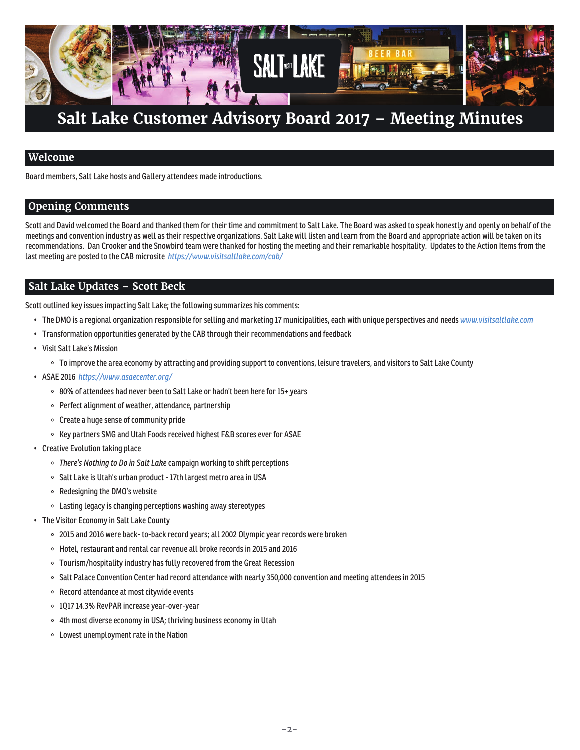# Salt Lake Customer Advisory Board 2017 – Meeting Minutes

## Welcome

Board members, Salt Lake hosts and Gallery attendees made introductions.

## Opening Comments

Scott and David welcomed the Board and thanked them for their time and commitment to Salt Lake. The Board was asked to speak honestly and openly on behalf of the meetings and convention industry as well as their respective organizations. Salt Lake will listen and learn from the Board and appropriate action will be taken on its recommendations. Dan Crooker and the Snowbird team were thanked for hosting the meeting and their remarkable hospitality. Updates to the Action Items from the last meeting are posted to the CAB microsite *https://www.visitsaltlake.com/cab/*

## Salt Lake Updates – Scott Beck

Scott outlined key issues impacting Salt Lake; the following summarizes his comments:

- The DMO is a regional organization responsible for selling and marketing 17 municipalities, each with unique perspectives and needs *www.visitsaltlake.com*
- Transformation opportunities generated by the CAB through their recommendations and feedback
- Visit Salt Lake's Mission
  - To improve the area economy by attracting and providing support to conventions, leisure travelers, and visitors to Salt Lake County
- ASAE 2016 *https://www.asaecenter.org/*
  - 80% of attendees had never been to Salt Lake or hadn't been here for 15+ years
  - Perfect alignment of weather, attendance, partnership
  - Create a huge sense of community pride
  - Key partners SMG and Utah Foods received highest F&B scores ever for ASAE
- Creative Evolution taking place
  - *There's Nothing to Do in Salt Lake* campaign working to shift perceptions
  - Salt Lake is Utah's urban product - 17th largest metro area in USA
  - Redesigning the DMO's website
  - Lasting legacy is changing perceptions washing away stereotypes
- The Visitor Economy in Salt Lake County
  - 2015 and 2016 were back- to-back record years; all 2002 Olympic year records were broken
  - Hotel, restaurant and rental car revenue all broke records in 2015 and 2016
  - Tourism/hospitality industry has fully recovered from the Great Recession
  - Salt Palace Convention Center had record attendance with nearly 350,000 convention and meeting attendees in 2015
  - Record attendance at most citywide events
  - 1Q17 14.3% RevPAR increase year-over-year
  - 4th most diverse economy in USA; thriving business economy in Utah
  - Lowest unemployment rate in the Nation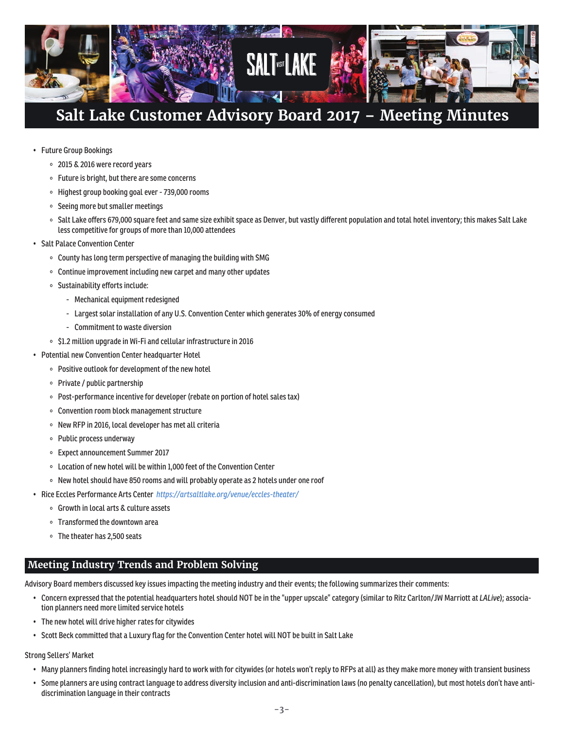# Salt Lake Customer Advisory Board 2017 – Meeting Minutes

- Future Group Bookings
  - 2015 & 2016 were record years
  - Future is bright, but there are some concerns
  - Highest group booking goal ever - 739,000 rooms
  - Seeing more but smaller meetings
  - Salt Lake offers 679,000 square feet and same size exhibit space as Denver, but vastly different population and total hotel inventory; this makes Salt Lake less competitive for groups of more than 10,000 attendees
- Salt Palace Convention Center
  - County has long term perspective of managing the building with SMG
  - Continue improvement including new carpet and many other updates
  - Sustainability efforts include:
    - Mechanical equipment redesigned
    - Largest solar installation of any U.S. Convention Center which generates 30% of energy consumed
    - Commitment to waste diversion
  - $1.2 million upgrade in Wi-Fi and cellular infrastructure in 2016
- Potential new Convention Center headquarter Hotel
  - Positive outlook for development of the new hotel
  - Private / public partnership
  - Post-performance incentive for developer (rebate on portion of hotel sales tax)
  - Convention room block management structure
  - New RFP in 2016, local developer has met all criteria
  - Public process underway
  - Expect announcement Summer 2017
  - Location of new hotel will be within 1,000 feet of the Convention Center
  - New hotel should have 850 rooms and will probably operate as 2 hotels under one roof
- Rice Eccles Performance Arts Center *https://artsaltlake.org/venue/eccles-theater/*
  - Growth in local arts & culture assets
  - Transformed the downtown area
  - The theater has 2,500 seats

## Meeting Industry Trends and Problem Solving

Advisory Board members discussed key issues impacting the meeting industry and their events; the following summarizes their comments:

- Concern expressed that the potential headquarters hotel should NOT be in the "upper upscale" category (similar to Ritz Carlton/JW Marriott at *LALive*); association planners need more limited service hotels
- The new hotel will drive higher rates for citywides
- Scott Beck committed that a Luxury flag for the Convention Center hotel will NOT be built in Salt Lake

Strong Sellers' Market

- Many planners finding hotel increasingly hard to work with for citywides (or hotels won't reply to RFPs at all) as they make more money with transient business
- Some planners are using contract language to address diversity inclusion and anti-discrimination laws (no penalty cancellation), but most hotels don't have anti-discrimination language in their contracts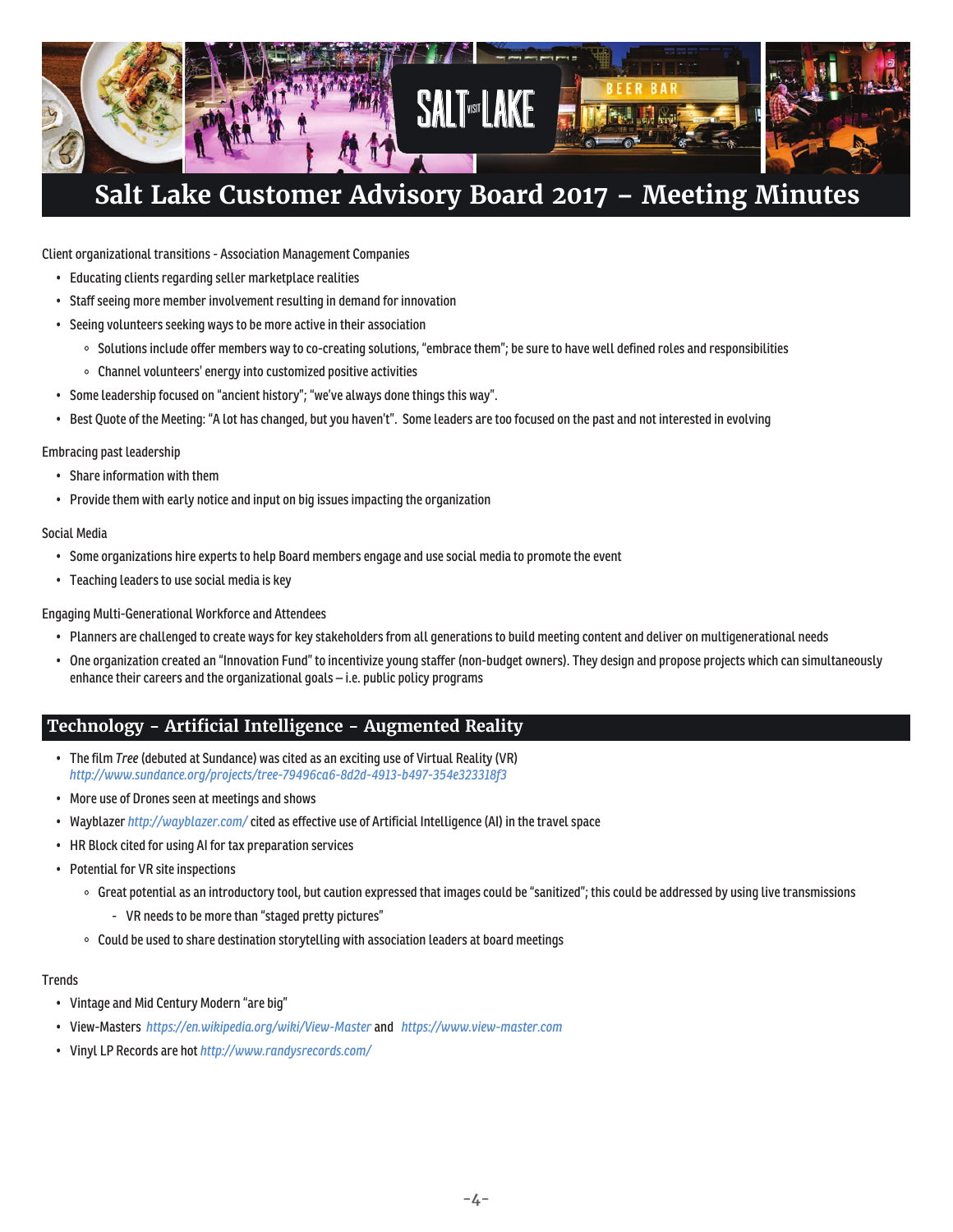# Salt Lake Customer Advisory Board 2017 – Meeting Minutes

Client organizational transitions - Association Management Companies

- Educating clients regarding seller marketplace realities
- Staff seeing more member involvement resulting in demand for innovation
- Seeing volunteers seeking ways to be more active in their association
  - Solutions include offer members way to co-creating solutions, "embrace them"; be sure to have well defined roles and responsibilities
  - Channel volunteers' energy into customized positive activities
- Some leadership focused on "ancient history"; "we've always done things this way".
- Best Quote of the Meeting: "A lot has changed, but you haven't". Some leaders are too focused on the past and not interested in evolving

Embracing past leadership

- Share information with them
- Provide them with early notice and input on big issues impacting the organization

Social Media

- Some organizations hire experts to help Board members engage and use social media to promote the event
- Teaching leaders to use social media is key

Engaging Multi-Generational Workforce and Attendees

- Planners are challenged to create ways for key stakeholders from all generations to build meeting content and deliver on multigenerational needs
- One organization created an "Innovation Fund" to incentivize young staffer (non-budget owners). They design and propose projects which can simultaneously enhance their careers and the organizational goals – i.e. public policy programs

## Technology - Artificial Intelligence - Augmented Reality

- The film *Tree* (debuted at Sundance) was cited as an exciting use of Virtual Reality (VR) *http://www.sundance.org/projects/tree-79496ca6-8d2d-4913-b497-354e323318f3*
- More use of Drones seen at meetings and shows
- Wayblazer *http://wayblazer.com/* cited as effective use of Artificial Intelligence (AI) in the travel space
- HR Block cited for using AI for tax preparation services
- Potential for VR site inspections
  - Great potential as an introductory tool, but caution expressed that images could be "sanitized"; this could be addressed by using live transmissions
    - VR needs to be more than "staged pretty pictures"
  - Could be used to share destination storytelling with association leaders at board meetings

Trends

- Vintage and Mid Century Modern "are big"
- View-Masters *https://en.wikipedia.org/wiki/View-Master* and *https://www.view-master.com*
- Vinyl LP Records are hot *http://www.randysrecords.com/*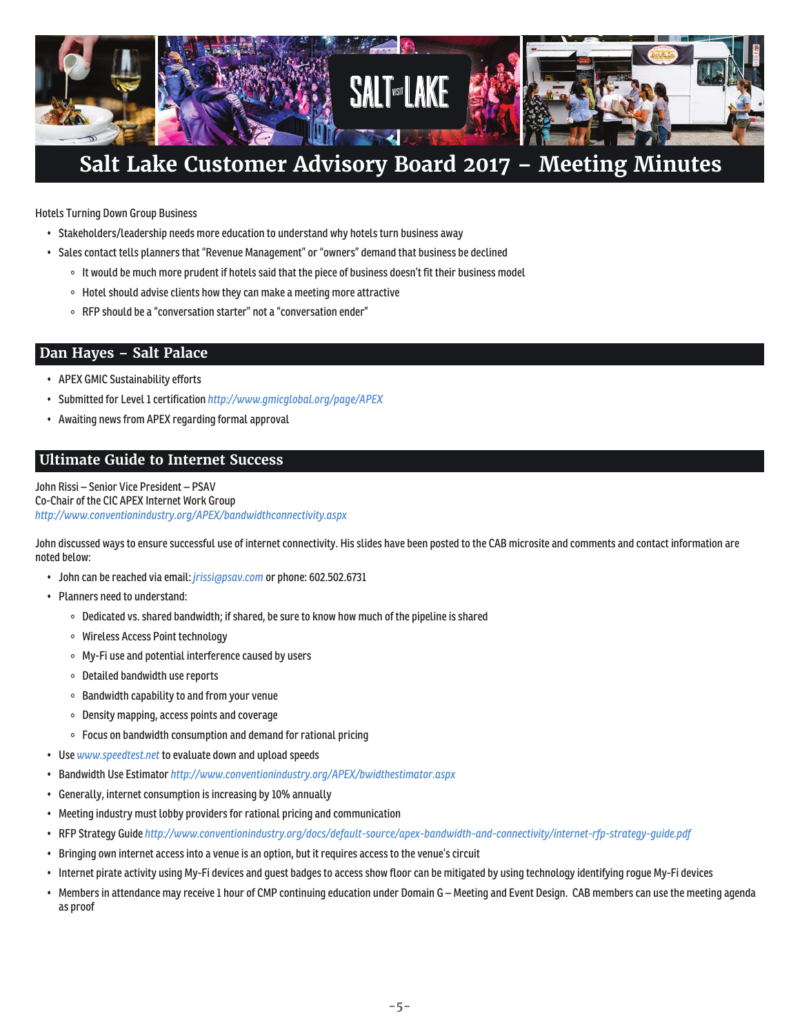# Salt Lake Customer Advisory Board 2017 – Meeting Minutes

Hotels Turning Down Group Business

- Stakeholders/leadership needs more education to understand why hotels turn business away
- Sales contact tells planners that "Revenue Management" or "owners" demand that business be declined
    - It would be much more prudent if hotels said that the piece of business doesn't fit their business model
    - Hotel should advise clients how they can make a meeting more attractive
    - RFP should be a "conversation starter" not a "conversation ender"

## Dan Hayes – Salt Palace

- APEX GMIC Sustainability efforts
- Submitted for Level 1 certification http://www.gmicglobal.org/page/APEX
- Awaiting news from APEX regarding formal approval

## Ultimate Guide to Internet Success

John Rissi – Senior Vice President – PSAV
Co-Chair of the CIC APEX Internet Work Group
http://www.conventionindustry.org/APEX/bandwidthconnectivity.aspx

John discussed ways to ensure successful use of internet connectivity. His slides have been posted to the CAB microsite and comments and contact information are noted below:

- John can be reached via email: jrissi@psav.com or phone: 602.502.6731
- Planners need to understand:
    - Dedicated vs. shared bandwidth; if shared, be sure to know how much of the pipeline is shared
    - Wireless Access Point technology
    - My-Fi use and potential interference caused by users
    - Detailed bandwidth use reports
    - Bandwidth capability to and from your venue
    - Density mapping, access points and coverage
    - Focus on bandwidth consumption and demand for rational pricing
- Use www.speedtest.net to evaluate down and upload speeds
- Bandwidth Use Estimator http://www.conventionindustry.org/APEX/bwidthestimator.aspx
- Generally, internet consumption is increasing by 10% annually
- Meeting industry must lobby providers for rational pricing and communication
- RFP Strategy Guide http://www.conventionindustry.org/docs/default-source/apex-bandwidth-and-connectivity/internet-rfp-strategy-guide.pdf
- Bringing own internet access into a venue is an option, but it requires access to the venue's circuit
- Internet pirate activity using My-Fi devices and guest badges to access show floor can be mitigated by using technology identifying rogue My-Fi devices
- Members in attendance may receive 1 hour of CMP continuing education under Domain G – Meeting and Event Design. CAB members can use the meeting agenda as proof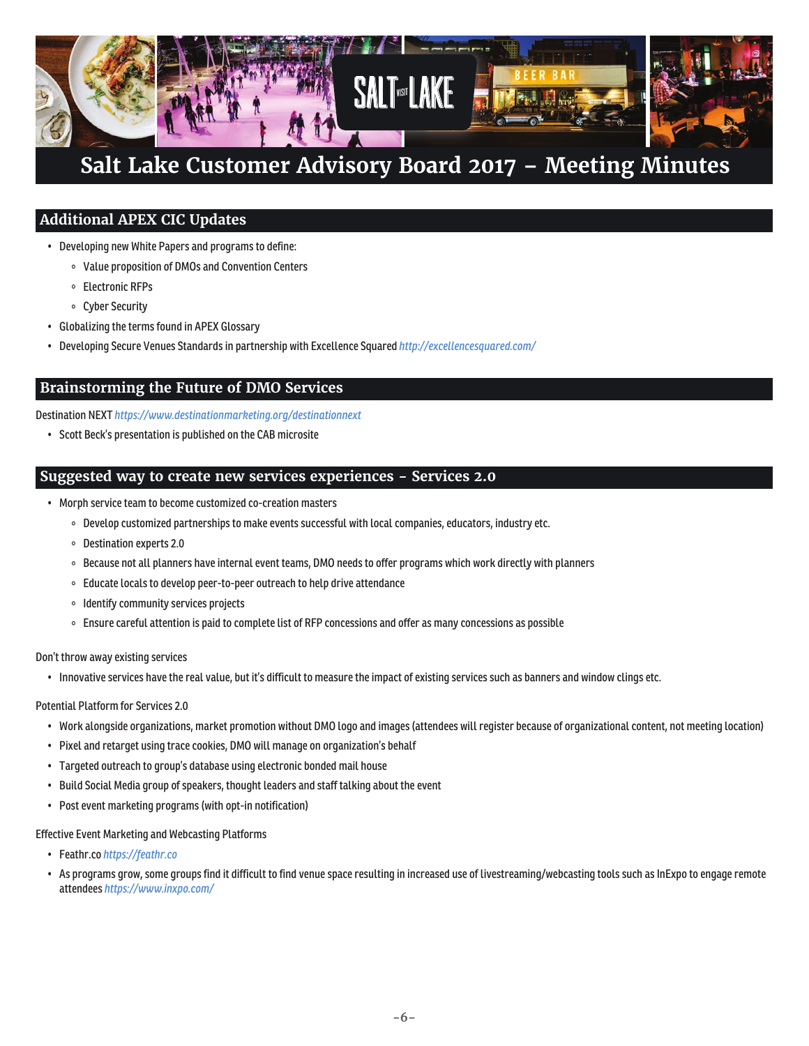// Salt Lake Customer Advisory Board 2017 – Meeting Minutes

## Additional APEX CIC Updates

- Developing new White Papers and programs to define:
  - Value proposition of DMOs and Convention Centers
  - Electronic RFPs
  - Cyber Security
- Globalizing the terms found in APEX Glossary
- Developing Secure Venues Standards in partnership with Excellence Squared *http://excellencesquared.com/*

## Brainstorming the Future of DMO Services

Destination NEXT *https://www.destinationmarketing.org/destinationnext*

- Scott Beck's presentation is published on the CAB microsite

## Suggested way to create new services experiences - Services 2.0

- Morph service team to become customized co-creation masters
  - Develop customized partnerships to make events successful with local companies, educators, industry etc.
  - Destination experts 2.0
  - Because not all planners have internal event teams, DMO needs to offer programs which work directly with planners
  - Educate locals to develop peer-to-peer outreach to help drive attendance
  - Identify community services projects
  - Ensure careful attention is paid to complete list of RFP concessions and offer as many concessions as possible

Don't throw away existing services

- Innovative services have the real value, but it's difficult to measure the impact of existing services such as banners and window clings etc.

Potential Platform for Services 2.0

- Work alongside organizations, market promotion without DMO logo and images (attendees will register because of organizational content, not meeting location)
- Pixel and retarget using trace cookies, DMO will manage on organization's behalf
- Targeted outreach to group's database using electronic bonded mail house
- Build Social Media group of speakers, thought leaders and staff talking about the event
- Post event marketing programs (with opt-in notification)

Effective Event Marketing and Webcasting Platforms

- Feathr.co *https://feathr.co*
- As programs grow, some groups find it difficult to find venue space resulting in increased use of livestreaming/webcasting tools such as InExpo to engage remote attendees *https://www.inxpo.com/*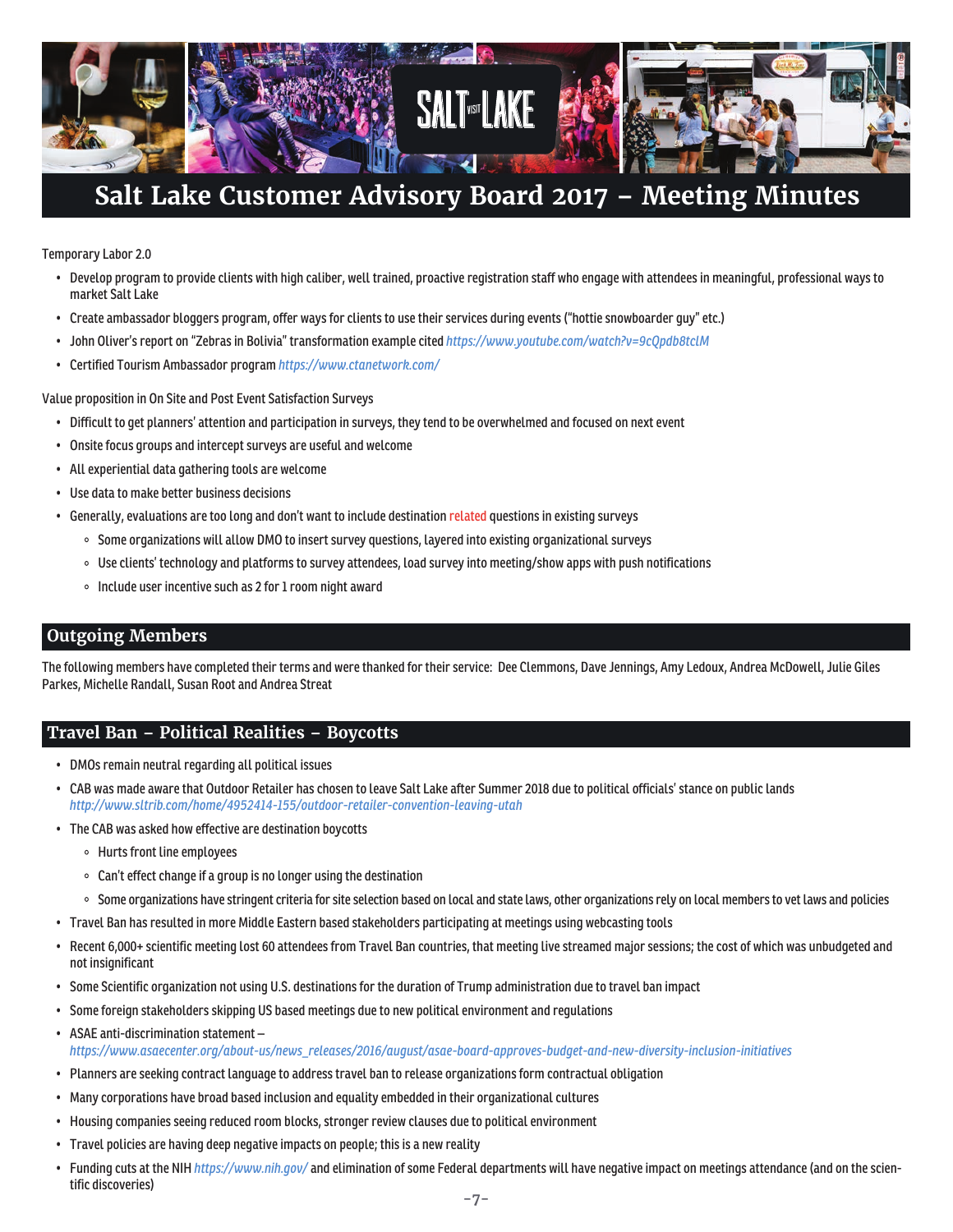# Salt Lake Customer Advisory Board 2017 – Meeting Minutes

Temporary Labor 2.0

- Develop program to provide clients with high caliber, well trained, proactive registration staff who engage with attendees in meaningful, professional ways to market Salt Lake
- Create ambassador bloggers program, offer ways for clients to use their services during events ("hottie snowboarder guy" etc.)
- John Oliver's report on "Zebras in Bolivia" transformation example cited https://www.youtube.com/watch?v=9cQpdb8tclM
- Certified Tourism Ambassador program https://www.ctanetwork.com/

Value proposition in On Site and Post Event Satisfaction Surveys

- Difficult to get planners' attention and participation in surveys, they tend to be overwhelmed and focused on next event
- Onsite focus groups and intercept surveys are useful and welcome
- All experiential data gathering tools are welcome
- Use data to make better business decisions
- Generally, evaluations are too long and don't want to include destination related questions in existing surveys
  - Some organizations will allow DMO to insert survey questions, layered into existing organizational surveys
  - Use clients' technology and platforms to survey attendees, load survey into meeting/show apps with push notifications
  - Include user incentive such as 2 for 1 room night award

## Outgoing Members

The following members have completed their terms and were thanked for their service: Dee Clemmons, Dave Jennings, Amy Ledoux, Andrea McDowell, Julie Giles Parkes, Michelle Randall, Susan Root and Andrea Streat

## Travel Ban – Political Realities – Boycotts

- DMOs remain neutral regarding all political issues
- CAB was made aware that Outdoor Retailer has chosen to leave Salt Lake after Summer 2018 due to political officials' stance on public lands http://www.sltrib.com/home/4952414-155/outdoor-retailer-convention-leaving-utah
- The CAB was asked how effective are destination boycotts
  - Hurts front line employees
  - Can't effect change if a group is no longer using the destination
  - Some organizations have stringent criteria for site selection based on local and state laws, other organizations rely on local members to vet laws and policies
- Travel Ban has resulted in more Middle Eastern based stakeholders participating at meetings using webcasting tools
- Recent 6,000+ scientific meeting lost 60 attendees from Travel Ban countries, that meeting live streamed major sessions; the cost of which was unbudgeted and not insignificant
- Some Scientific organization not using U.S. destinations for the duration of Trump administration due to travel ban impact
- Some foreign stakeholders skipping US based meetings due to new political environment and regulations
- ASAE anti-discrimination statement – https://www.asaecenter.org/about-us/news_releases/2016/august/asae-board-approves-budget-and-new-diversity-inclusion-initiatives
- Planners are seeking contract language to address travel ban to release organizations form contractual obligation
- Many corporations have broad based inclusion and equality embedded in their organizational cultures
- Housing companies seeing reduced room blocks, stronger review clauses due to political environment
- Travel policies are having deep negative impacts on people; this is a new reality
- Funding cuts at the NIH https://www.nih.gov/ and elimination of some Federal departments will have negative impact on meetings attendance (and on the scientific discoveries)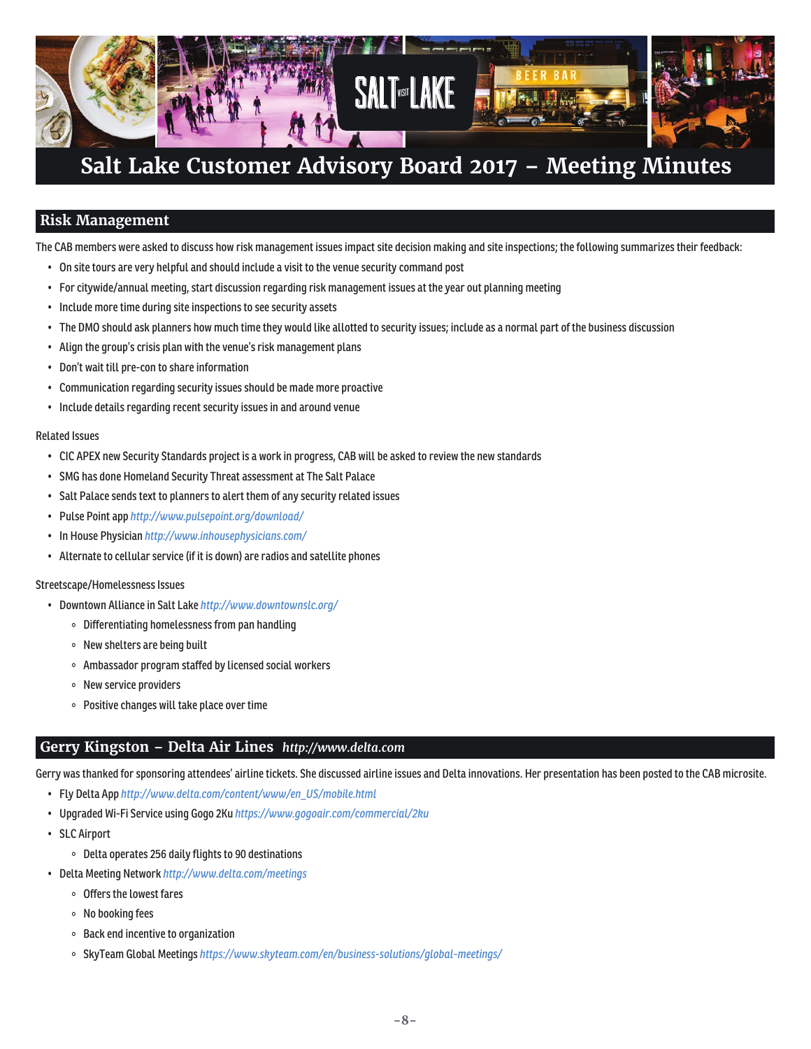# Salt Lake Customer Advisory Board 2017 – Meeting Minutes

## Risk Management

The CAB members were asked to discuss how risk management issues impact site decision making and site inspections; the following summarizes their feedback:

- On site tours are very helpful and should include a visit to the venue security command post
- For citywide/annual meeting, start discussion regarding risk management issues at the year out planning meeting
- Include more time during site inspections to see security assets
- The DMO should ask planners how much time they would like allotted to security issues; include as a normal part of the business discussion
- Align the group's crisis plan with the venue's risk management plans
- Don't wait till pre-con to share information
- Communication regarding security issues should be made more proactive
- Include details regarding recent security issues in and around venue

Related Issues

- CIC APEX new Security Standards project is a work in progress, CAB will be asked to review the new standards
- SMG has done Homeland Security Threat assessment at The Salt Palace
- Salt Palace sends text to planners to alert them of any security related issues
- Pulse Point app *http://www.pulsepoint.org/download/*
- In House Physician *http://www.inhousephysicians.com/*
- Alternate to cellular service (if it is down) are radios and satellite phones

Streetscape/Homelessness Issues

- Downtown Alliance in Salt Lake *http://www.downtownslc.org/*
    - Differentiating homelessness from pan handling
    - New shelters are being built
    - Ambassador program staffed by licensed social workers
    - New service providers
    - Positive changes will take place over time

## Gerry Kingston – Delta Air Lines *http://www.delta.com*

Gerry was thanked for sponsoring attendees' airline tickets. She discussed airline issues and Delta innovations. Her presentation has been posted to the CAB microsite.

- Fly Delta App *http://www.delta.com/content/www/en_US/mobile.html*
- Upgraded Wi-Fi Service using Gogo 2Ku *https://www.gogoair.com/commercial/2ku*
- SLC Airport
    - Delta operates 256 daily flights to 90 destinations
- Delta Meeting Network *http://www.delta.com/meetings*
    - Offers the lowest fares
    - No booking fees
    - Back end incentive to organization
    - SkyTeam Global Meetings *https://www.skyteam.com/en/business-solutions/global-meetings/*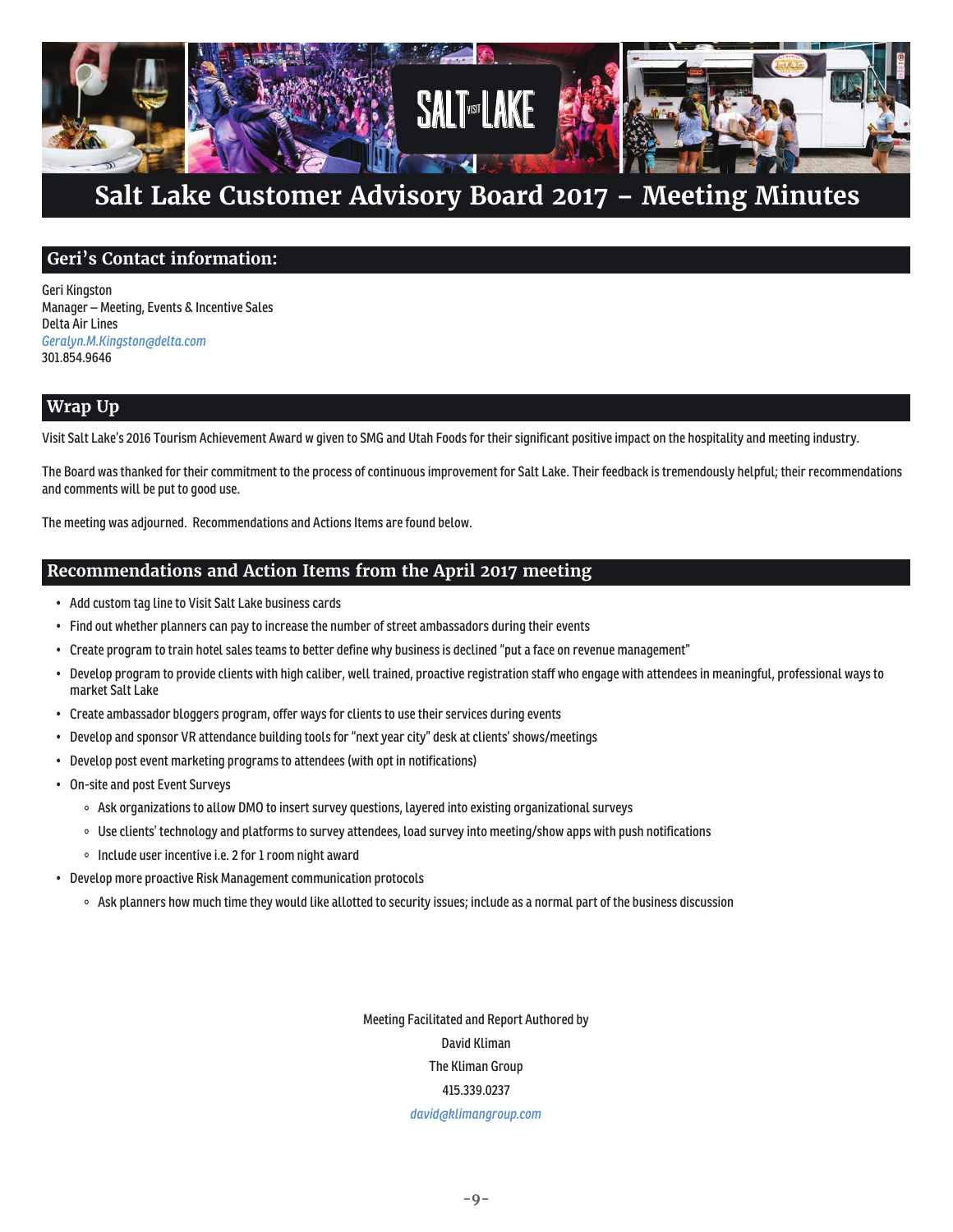# Salt Lake Customer Advisory Board 2017 – Meeting Minutes

## Geri's Contact information:

Geri Kingston
Manager – Meeting, Events & Incentive Sales
Delta Air Lines
*Geralyn.M.Kingston@delta.com*
301.854.9646

## Wrap Up

Visit Salt Lake's 2016 Tourism Achievement Award w given to SMG and Utah Foods for their significant positive impact on the hospitality and meeting industry.

The Board was thanked for their commitment to the process of continuous improvement for Salt Lake. Their feedback is tremendously helpful; their recommendations and comments will be put to good use.

The meeting was adjourned. Recommendations and Actions Items are found below.

## Recommendations and Action Items from the April 2017 meeting

- Add custom tag line to Visit Salt Lake business cards
- Find out whether planners can pay to increase the number of street ambassadors during their events
- Create program to train hotel sales teams to better define why business is declined "put a face on revenue management"
- Develop program to provide clients with high caliber, well trained, proactive registration staff who engage with attendees in meaningful, professional ways to market Salt Lake
- Create ambassador bloggers program, offer ways for clients to use their services during events
- Develop and sponsor VR attendance building tools for "next year city" desk at clients' shows/meetings
- Develop post event marketing programs to attendees (with opt in notifications)
- On-site and post Event Surveys
  - Ask organizations to allow DMO to insert survey questions, layered into existing organizational surveys
  - Use clients' technology and platforms to survey attendees, load survey into meeting/show apps with push notifications
  - Include user incentive i.e. 2 for 1 room night award
- Develop more proactive Risk Management communication protocols
  - Ask planners how much time they would like allotted to security issues; include as a normal part of the business discussion

Meeting Facilitated and Report Authored by
David Kliman
The Kliman Group
415.339.0237
*david@klimangroup.com*